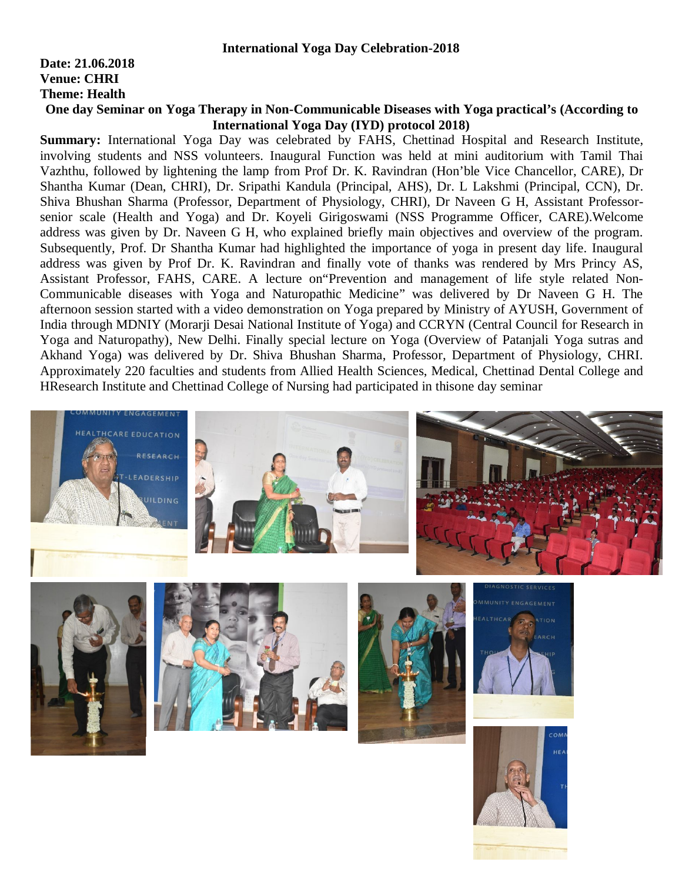# International Yoga Day Celebration-2018

**Date: 21.06.2018**
**Venue: CHRI**
**Theme: Health**

**One day Seminar on Yoga Therapy in Non-Communicable Diseases with Yoga practical's (According to International Yoga Day (IYD) protocol 2018)**

**Summary:** International Yoga Day was celebrated by FAHS, Chettinad Hospital and Research Institute, involving students and NSS volunteers. Inaugural Function was held at mini auditorium with Tamil Thai Vazhthu, followed by lightening the lamp from Prof Dr. K. Ravindran (Hon'ble Vice Chancellor, CARE), Dr Shantha Kumar (Dean, CHRI), Dr. Sripathi Kandula (Principal, AHS), Dr. L Lakshmi (Principal, CCN), Dr. Shiva Bhushan Sharma (Professor, Department of Physiology, CHRI), Dr Naveen G H, Assistant Professor-senior scale (Health and Yoga) and Dr. Koyeli Girigoswami (NSS Programme Officer, CARE).Welcome address was given by Dr. Naveen G H, who explained briefly main objectives and overview of the program. Subsequently, Prof. Dr Shantha Kumar had highlighted the importance of yoga in present day life. Inaugural address was given by Prof Dr. K. Ravindran and finally vote of thanks was rendered by Mrs Princy AS, Assistant Professor, FAHS, CARE. A lecture on"Prevention and management of life style related Non-Communicable diseases with Yoga and Naturopathic Medicine" was delivered by Dr Naveen G H. The afternoon session started with a video demonstration on Yoga prepared by Ministry of AYUSH, Government of India through MDNIY (Morarji Desai National Institute of Yoga) and CCRYN (Central Council for Research in Yoga and Naturopathy), New Delhi. Finally special lecture on Yoga (Overview of Patanjali Yoga sutras and Akhand Yoga) was delivered by Dr. Shiva Bhushan Sharma, Professor, Department of Physiology, CHRI. Approximately 220 faculties and students from Allied Health Sciences, Medical, Chettinad Dental College and HResearch Institute and Chettinad College of Nursing had participated in thisone day seminar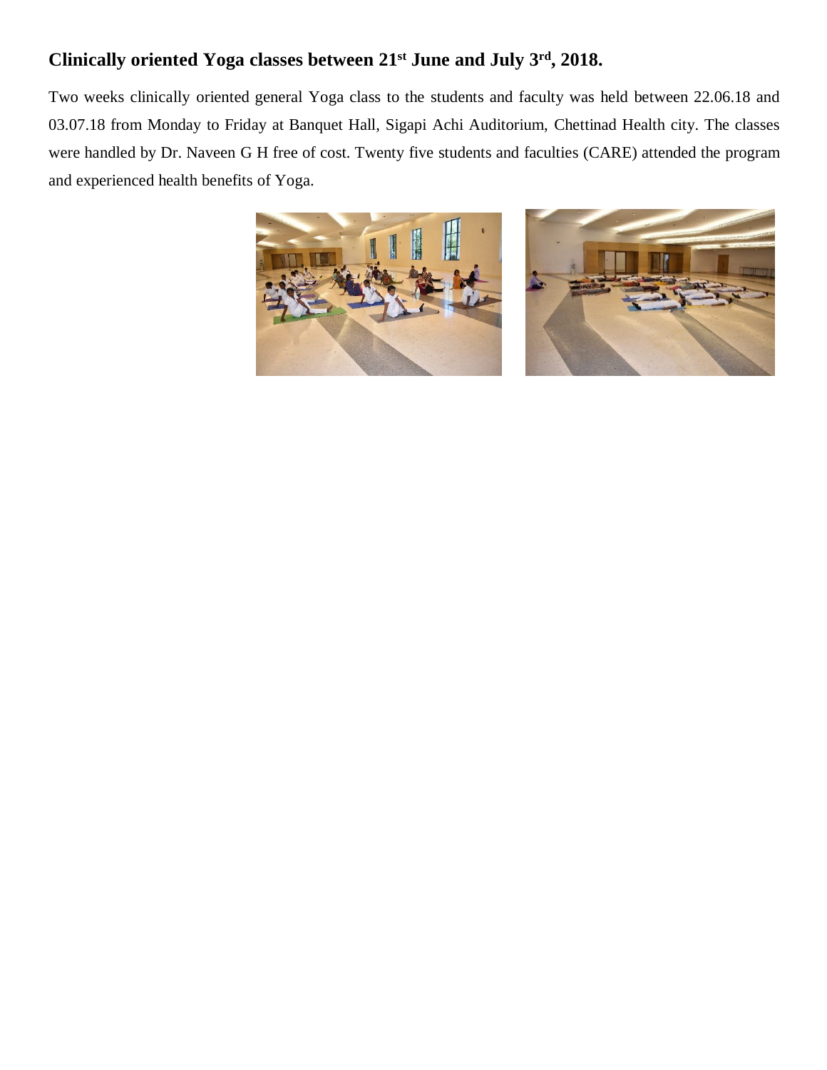# Clinically oriented Yoga classes between 21st June and July 3rd, 2018.

Two weeks clinically oriented general Yoga class to the students and faculty was held between 22.06.18 and 03.07.18 from Monday to Friday at Banquet Hall, Sigapi Achi Auditorium, Chettinad Health city. The classes were handled by Dr. Naveen G H free of cost. Twenty five students and faculties (CARE) attended the program and experienced health benefits of Yoga.